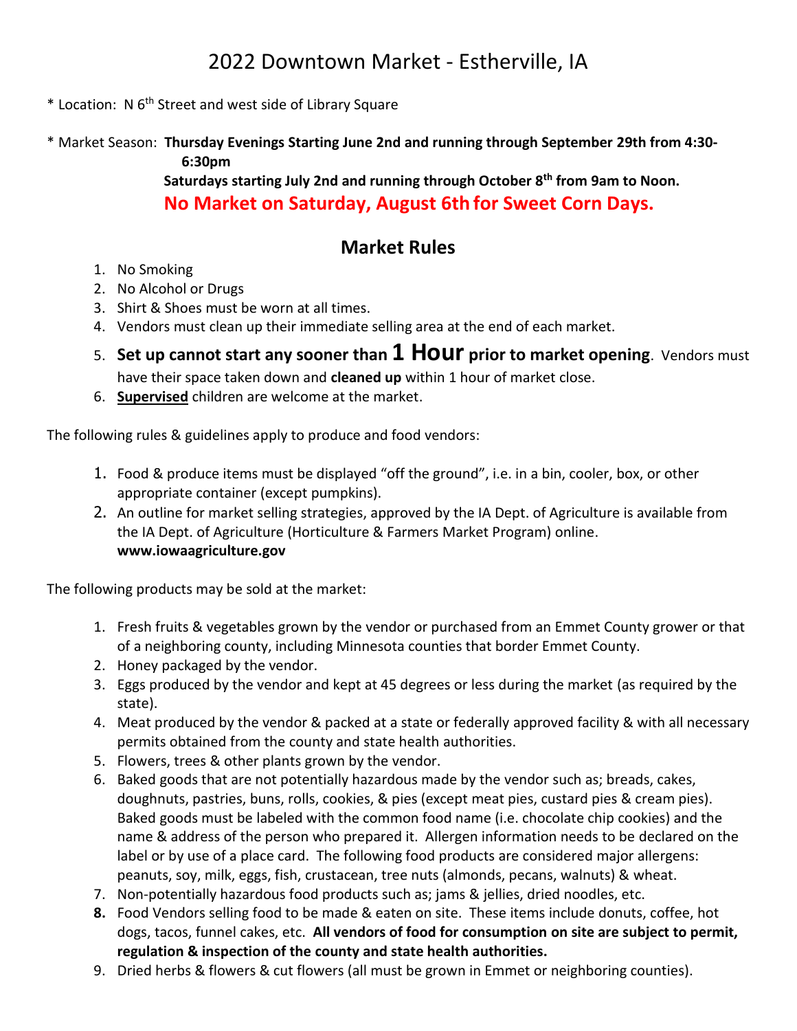# 2022 Downtown Market - Estherville, IA

\* Location: N 6th Street and west side of Library Square

\* Market Season: **Thursday Evenings Starting June 2nd and running through September 29th from 4:30-6:30pm**

**Saturdays starting July 2nd and running through October 8th from 9am to Noon.**

**No Market on Saturday, August 6th for Sweet Corn Days.**

## Market Rules

1. No Smoking
2. No Alcohol or Drugs
3. Shirt & Shoes must be worn at all times.
4. Vendors must clean up their immediate selling area at the end of each market.
5. **Set up cannot start any sooner than 1 Hour prior to market opening**. Vendors must have their space taken down and **cleaned up** within 1 hour of market close.
6. **Supervised** children are welcome at the market.

The following rules & guidelines apply to produce and food vendors:

1. Food & produce items must be displayed "off the ground", i.e. in a bin, cooler, box, or other appropriate container (except pumpkins).
2. An outline for market selling strategies, approved by the IA Dept. of Agriculture is available from the IA Dept. of Agriculture (Horticulture & Farmers Market Program) online. **www.iowaagriculture.gov**

The following products may be sold at the market:

1. Fresh fruits & vegetables grown by the vendor or purchased from an Emmet County grower or that of a neighboring county, including Minnesota counties that border Emmet County.
2. Honey packaged by the vendor.
3. Eggs produced by the vendor and kept at 45 degrees or less during the market (as required by the state).
4. Meat produced by the vendor & packed at a state or federally approved facility & with all necessary permits obtained from the county and state health authorities.
5. Flowers, trees & other plants grown by the vendor.
6. Baked goods that are not potentially hazardous made by the vendor such as; breads, cakes, doughnuts, pastries, buns, rolls, cookies, & pies (except meat pies, custard pies & cream pies). Baked goods must be labeled with the common food name (i.e. chocolate chip cookies) and the name & address of the person who prepared it. Allergen information needs to be declared on the label or by use of a place card. The following food products are considered major allergens: peanuts, soy, milk, eggs, fish, crustacean, tree nuts (almonds, pecans, walnuts) & wheat.
7. Non-potentially hazardous food products such as; jams & jellies, dried noodles, etc.
8. Food Vendors selling food to be made & eaten on site. These items include donuts, coffee, hot dogs, tacos, funnel cakes, etc. **All vendors of food for consumption on site are subject to permit, regulation & inspection of the county and state health authorities.**
9. Dried herbs & flowers & cut flowers (all must be grown in Emmet or neighboring counties).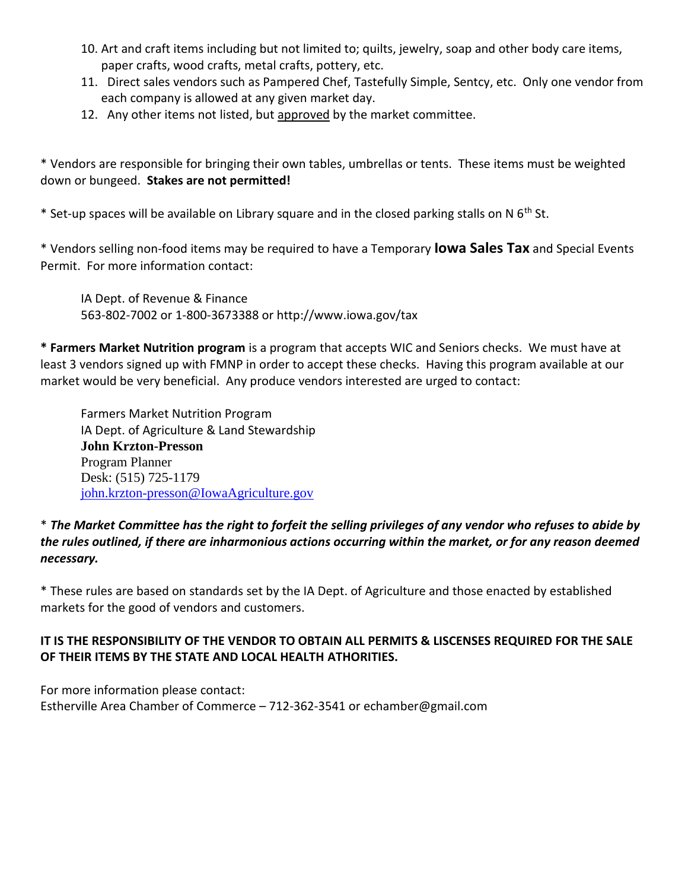10. Art and craft items including but not limited to; quilts, jewelry, soap and other body care items, paper crafts, wood crafts, metal crafts, pottery, etc.
11. Direct sales vendors such as Pampered Chef, Tastefully Simple, Sentcy, etc. Only one vendor from each company is allowed at any given market day.
12. Any other items not listed, but approved by the market committee.

* Vendors are responsible for bringing their own tables, umbrellas or tents. These items must be weighted down or bungeed. **Stakes are not permitted!**

* Set-up spaces will be available on Library square and in the closed parking stalls on N 6th St.

* Vendors selling non-food items may be required to have a Temporary **Iowa Sales Tax** and Special Events Permit. For more information contact:

IA Dept. of Revenue & Finance
563-802-7002 or 1-800-3673388 or http://www.iowa.gov/tax

**\* Farmers Market Nutrition program** is a program that accepts WIC and Seniors checks. We must have at least 3 vendors signed up with FMNP in order to accept these checks. Having this program available at our market would be very beneficial. Any produce vendors interested are urged to contact:

Farmers Market Nutrition Program
IA Dept. of Agriculture & Land Stewardship
**John Krzton-Presson**
Program Planner
Desk: (515) 725-1179
john.krzton-presson@IowaAgriculture.gov

* ***The Market Committee has the right to forfeit the selling privileges of any vendor who refuses to abide by the rules outlined, if there are inharmonious actions occurring within the market, or for any reason deemed necessary.***

* These rules are based on standards set by the IA Dept. of Agriculture and those enacted by established markets for the good of vendors and customers.

**IT IS THE RESPONSIBILITY OF THE VENDOR TO OBTAIN ALL PERMITS & LISCENSES REQUIRED FOR THE SALE OF THEIR ITEMS BY THE STATE AND LOCAL HEALTH ATHORITIES.**

For more information please contact:
Estherville Area Chamber of Commerce – 712-362-3541 or echamber@gmail.com